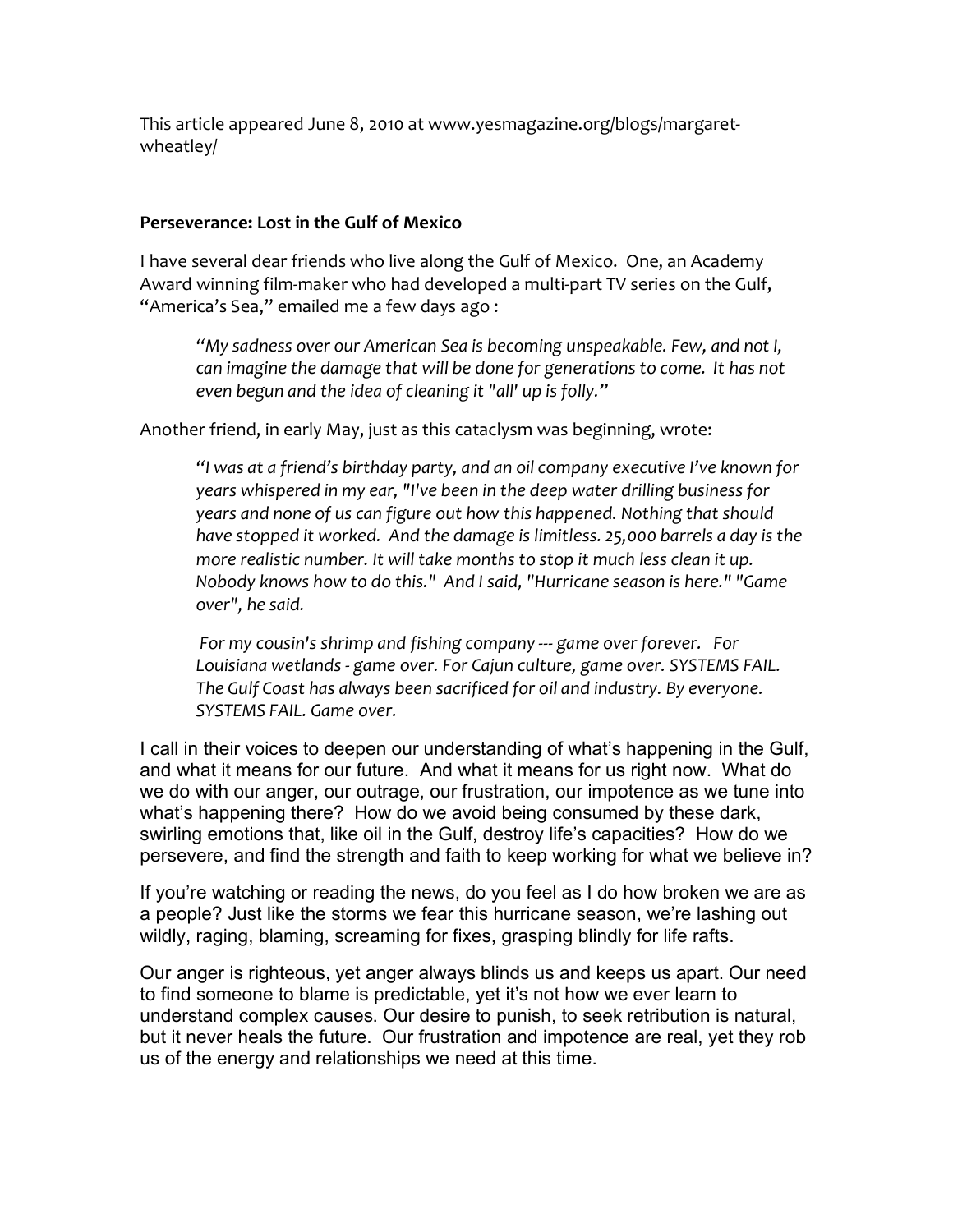This article appeared June 8, 2010 at www.yesmagazine.org/blogs/margaret-wheatley/

**Perseverance: Lost in the Gulf of Mexico**

I have several dear friends who live along the Gulf of Mexico. One, an Academy Award winning film-maker who had developed a multi-part TV series on the Gulf, "America's Sea," emailed me a few days ago :

> *"My sadness over our American Sea is becoming unspeakable. Few, and not I, can imagine the damage that will be done for generations to come. It has not even begun and the idea of cleaning it "all' up is folly."*

Another friend, in early May, just as this cataclysm was beginning, wrote:

> *"I was at a friend's birthday party, and an oil company executive I've known for years whispered in my ear, "I've been in the deep water drilling business for years and none of us can figure out how this happened. Nothing that should have stopped it worked. And the damage is limitless. 25,000 barrels a day is the more realistic number. It will take months to stop it much less clean it up. Nobody knows how to do this." And I said, "Hurricane season is here." "Game over", he said.*
>
> *For my cousin's shrimp and fishing company --- game over forever. For Louisiana wetlands - game over. For Cajun culture, game over. SYSTEMS FAIL. The Gulf Coast has always been sacrificed for oil and industry. By everyone. SYSTEMS FAIL. Game over.*

I call in their voices to deepen our understanding of what's happening in the Gulf, and what it means for our future. And what it means for us right now. What do we do with our anger, our outrage, our frustration, our impotence as we tune into what's happening there? How do we avoid being consumed by these dark, swirling emotions that, like oil in the Gulf, destroy life's capacities? How do we persevere, and find the strength and faith to keep working for what we believe in?

If you're watching or reading the news, do you feel as I do how broken we are as a people? Just like the storms we fear this hurricane season, we're lashing out wildly, raging, blaming, screaming for fixes, grasping blindly for life rafts.

Our anger is righteous, yet anger always blinds us and keeps us apart. Our need to find someone to blame is predictable, yet it's not how we ever learn to understand complex causes. Our desire to punish, to seek retribution is natural, but it never heals the future. Our frustration and impotence are real, yet they rob us of the energy and relationships we need at this time.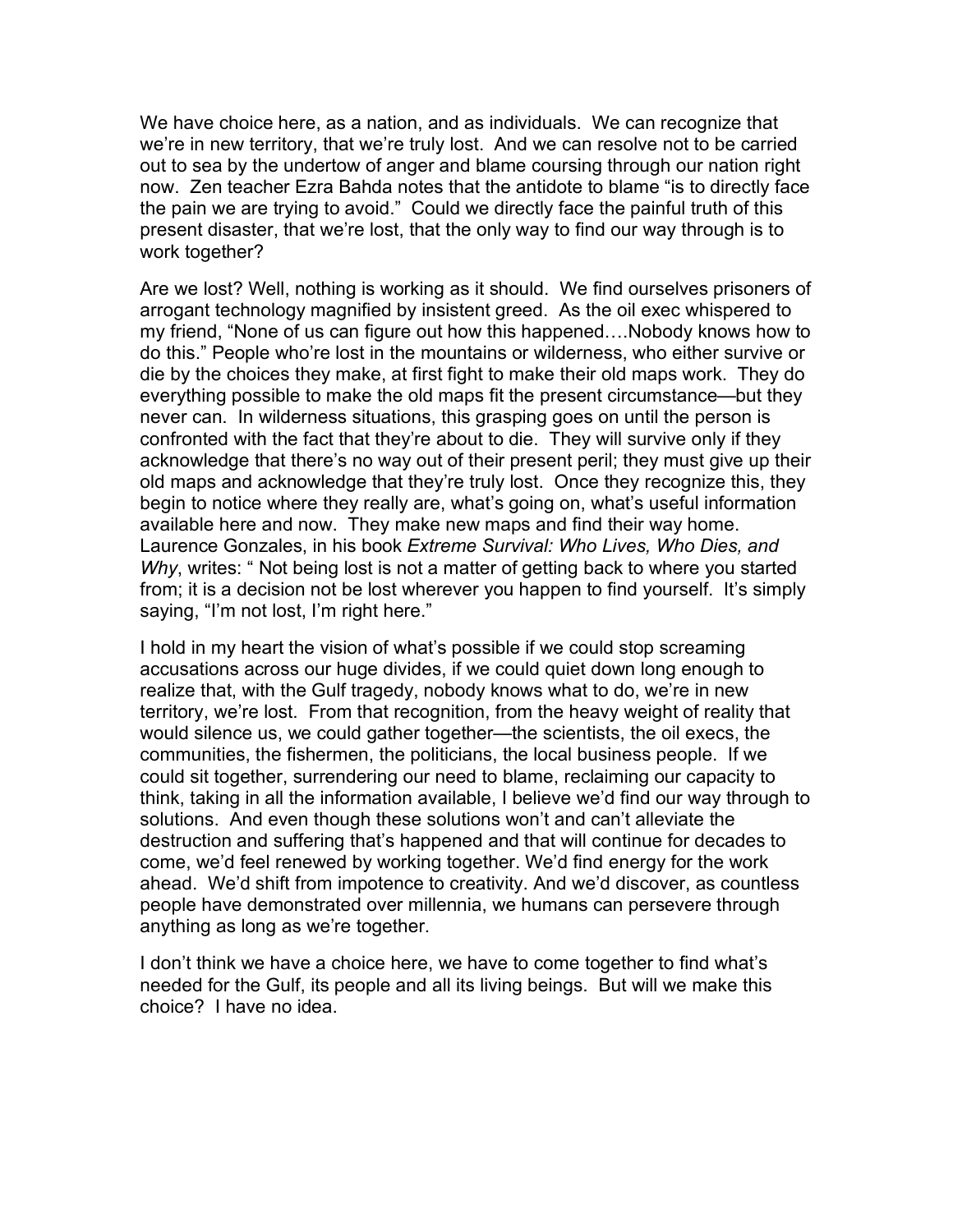We have choice here, as a nation, and as individuals. We can recognize that we're in new territory, that we're truly lost. And we can resolve not to be carried out to sea by the undertow of anger and blame coursing through our nation right now. Zen teacher Ezra Bahda notes that the antidote to blame "is to directly face the pain we are trying to avoid." Could we directly face the painful truth of this present disaster, that we're lost, that the only way to find our way through is to work together?

Are we lost? Well, nothing is working as it should. We find ourselves prisoners of arrogant technology magnified by insistent greed. As the oil exec whispered to my friend, "None of us can figure out how this happened….Nobody knows how to do this." People who're lost in the mountains or wilderness, who either survive or die by the choices they make, at first fight to make their old maps work. They do everything possible to make the old maps fit the present circumstance—but they never can. In wilderness situations, this grasping goes on until the person is confronted with the fact that they're about to die. They will survive only if they acknowledge that there's no way out of their present peril; they must give up their old maps and acknowledge that they're truly lost. Once they recognize this, they begin to notice where they really are, what's going on, what's useful information available here and now. They make new maps and find their way home. Laurence Gonzales, in his book *Extreme Survival: Who Lives, Who Dies, and Why*, writes: " Not being lost is not a matter of getting back to where you started from; it is a decision not be lost wherever you happen to find yourself. It's simply saying, "I'm not lost, I'm right here."

I hold in my heart the vision of what's possible if we could stop screaming accusations across our huge divides, if we could quiet down long enough to realize that, with the Gulf tragedy, nobody knows what to do, we're in new territory, we're lost. From that recognition, from the heavy weight of reality that would silence us, we could gather together—the scientists, the oil execs, the communities, the fishermen, the politicians, the local business people. If we could sit together, surrendering our need to blame, reclaiming our capacity to think, taking in all the information available, I believe we'd find our way through to solutions. And even though these solutions won't and can't alleviate the destruction and suffering that's happened and that will continue for decades to come, we'd feel renewed by working together. We'd find energy for the work ahead. We'd shift from impotence to creativity. And we'd discover, as countless people have demonstrated over millennia, we humans can persevere through anything as long as we're together.

I don't think we have a choice here, we have to come together to find what's needed for the Gulf, its people and all its living beings. But will we make this choice? I have no idea.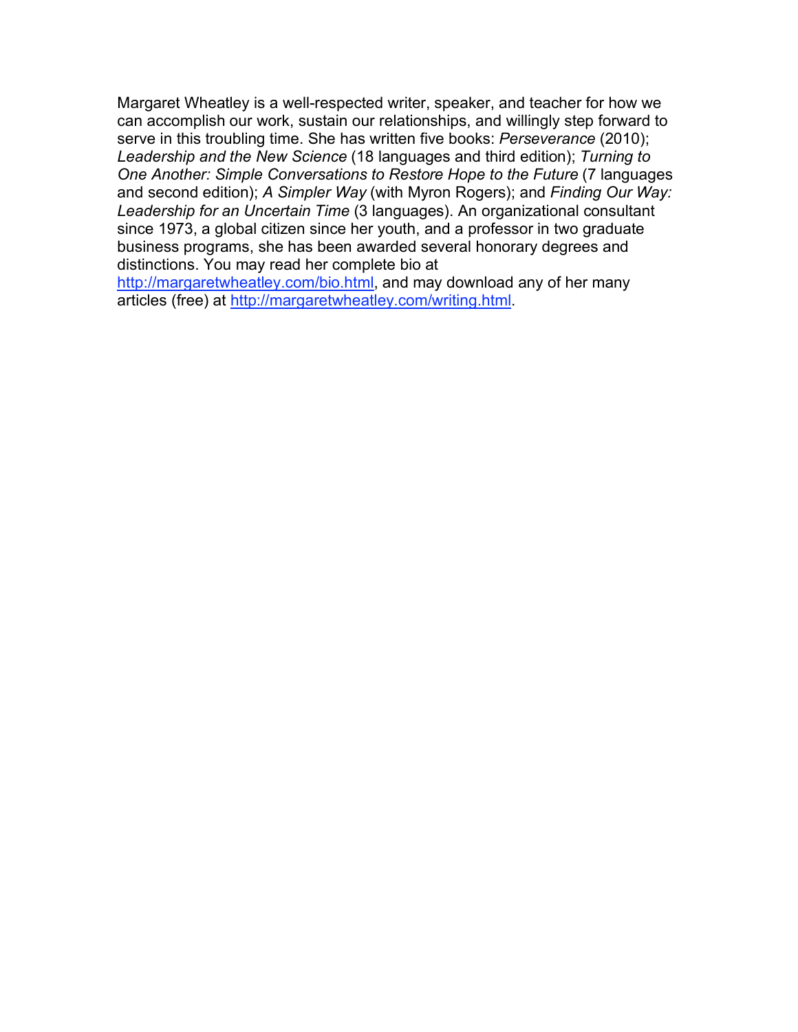Margaret Wheatley is a well-respected writer, speaker, and teacher for how we can accomplish our work, sustain our relationships, and willingly step forward to serve in this troubling time. She has written five books: *Perseverance* (2010); *Leadership and the New Science* (18 languages and third edition); *Turning to One Another: Simple Conversations to Restore Hope to the Future* (7 languages and second edition); *A Simpler Way* (with Myron Rogers); and *Finding Our Way: Leadership for an Uncertain Time* (3 languages). An organizational consultant since 1973, a global citizen since her youth, and a professor in two graduate business programs, she has been awarded several honorary degrees and distinctions. You may read her complete bio at [http://margaretwheatley.com/bio.html](http://margaretwheatley.com/bio.html), and may download any of her many articles (free) at [http://margaretwheatley.com/writing.html](http://margaretwheatley.com/writing.html).